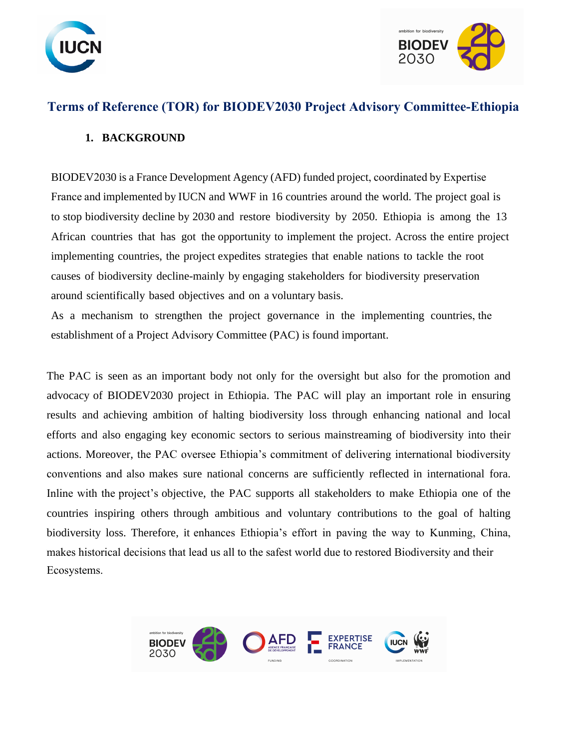# Terms of Reference (TOR) for BIODEV2030 Project Advisory Committee-Ethiopia

## 1. BACKGROUND

BIODEV2030 is a France Development Agency (AFD) funded project, coordinated by Expertise France and implemented by IUCN and WWF in 16 countries around the world. The project goal is to stop biodiversity decline by 2030 and restore biodiversity by 2050. Ethiopia is among the 13 African countries that has got the opportunity to implement the project. Across the entire project implementing countries, the project expedites strategies that enable nations to tackle the root causes of biodiversity decline-mainly by engaging stakeholders for biodiversity preservation around scientifically based objectives and on a voluntary basis.

As a mechanism to strengthen the project governance in the implementing countries, the establishment of a Project Advisory Committee (PAC) is found important.

The PAC is seen as an important body not only for the oversight but also for the promotion and advocacy of BIODEV2030 project in Ethiopia. The PAC will play an important role in ensuring results and achieving ambition of halting biodiversity loss through enhancing national and local efforts and also engaging key economic sectors to serious mainstreaming of biodiversity into their actions. Moreover, the PAC oversee Ethiopia's commitment of delivering international biodiversity conventions and also makes sure national concerns are sufficiently reflected in international fora. Inline with the project's objective, the PAC supports all stakeholders to make Ethiopia one of the countries inspiring others through ambitious and voluntary contributions to the goal of halting biodiversity loss. Therefore, it enhances Ethiopia's effort in paving the way to Kunming, China, makes historical decisions that lead us all to the safest world due to restored Biodiversity and their Ecosystems.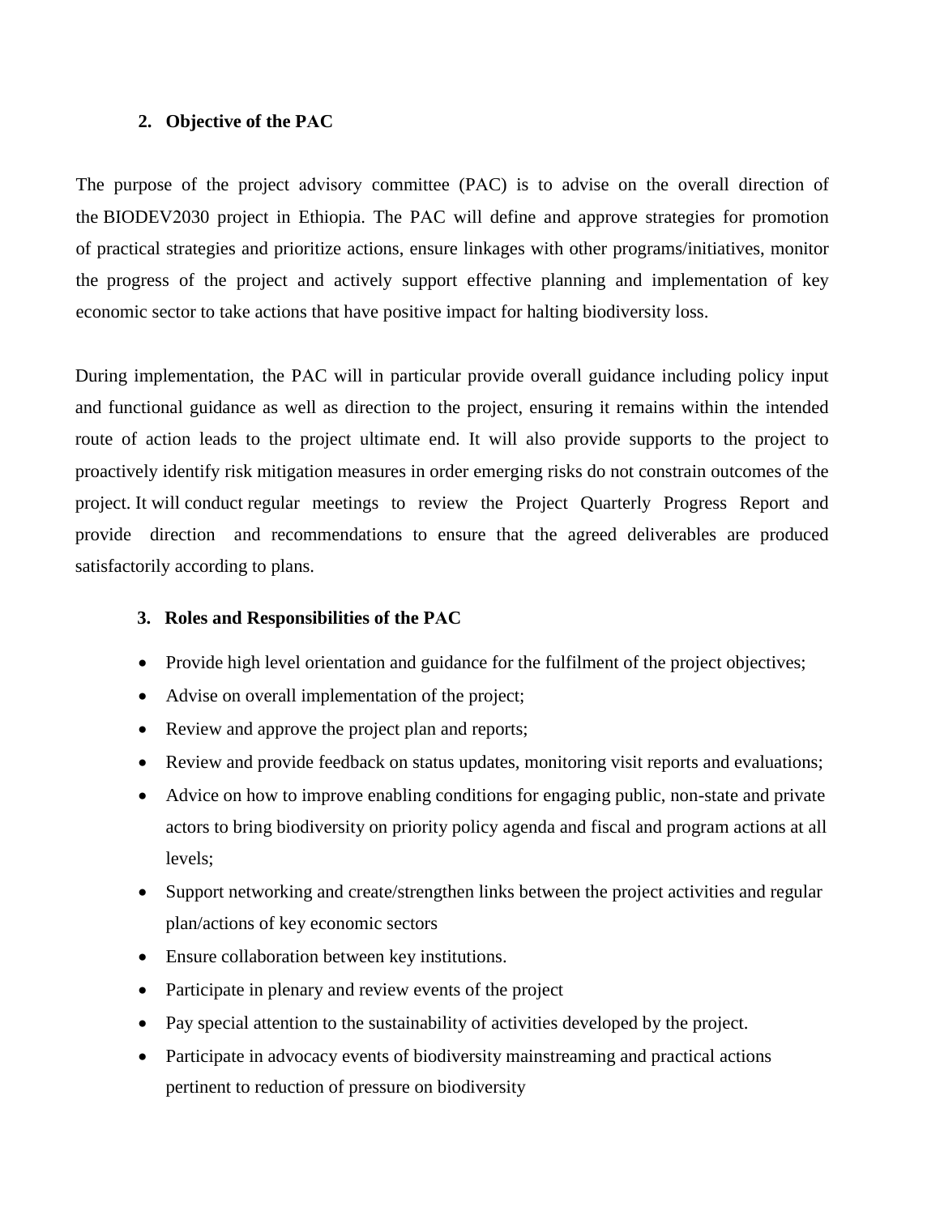## 2. Objective of the PAC

The purpose of the project advisory committee (PAC) is to advise on the overall direction of the BIODEV2030 project in Ethiopia. The PAC will define and approve strategies for promotion of practical strategies and prioritize actions, ensure linkages with other programs/initiatives, monitor the progress of the project and actively support effective planning and implementation of key economic sector to take actions that have positive impact for halting biodiversity loss.

During implementation, the PAC will in particular provide overall guidance including policy input and functional guidance as well as direction to the project, ensuring it remains within the intended route of action leads to the project ultimate end. It will also provide supports to the project to proactively identify risk mitigation measures in order emerging risks do not constrain outcomes of the project. It will conduct regular meetings to review the Project Quarterly Progress Report and provide direction and recommendations to ensure that the agreed deliverables are produced satisfactorily according to plans.

## 3. Roles and Responsibilities of the PAC

- Provide high level orientation and guidance for the fulfilment of the project objectives;
- Advise on overall implementation of the project;
- Review and approve the project plan and reports;
- Review and provide feedback on status updates, monitoring visit reports and evaluations;
- Advice on how to improve enabling conditions for engaging public, non-state and private actors to bring biodiversity on priority policy agenda and fiscal and program actions at all levels;
- Support networking and create/strengthen links between the project activities and regular plan/actions of key economic sectors
- Ensure collaboration between key institutions.
- Participate in plenary and review events of the project
- Pay special attention to the sustainability of activities developed by the project.
- Participate in advocacy events of biodiversity mainstreaming and practical actions pertinent to reduction of pressure on biodiversity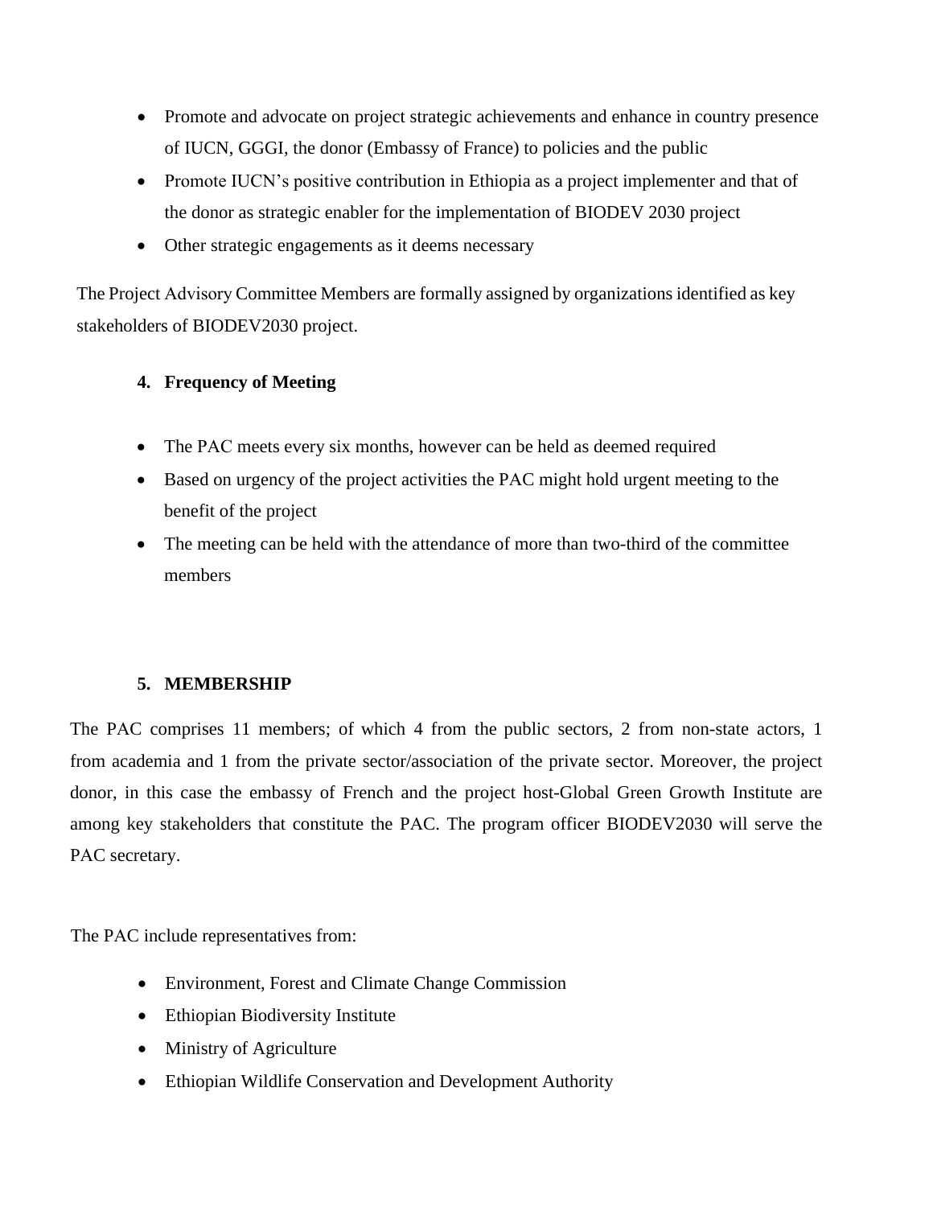- Promote and advocate on project strategic achievements and enhance in country presence of IUCN, GGGI, the donor (Embassy of France) to policies and the public
- Promote IUCN's positive contribution in Ethiopia as a project implementer and that of the donor as strategic enabler for the implementation of BIODEV 2030 project
- Other strategic engagements as it deems necessary

The Project Advisory Committee Members are formally assigned by organizations identified as key stakeholders of BIODEV2030 project.

**4. Frequency of Meeting**

- The PAC meets every six months, however can be held as deemed required
- Based on urgency of the project activities the PAC might hold urgent meeting to the benefit of the project
- The meeting can be held with the attendance of more than two-third of the committee members

**5. MEMBERSHIP**

The PAC comprises 11 members; of which 4 from the public sectors, 2 from non-state actors, 1 from academia and 1 from the private sector/association of the private sector. Moreover, the project donor, in this case the embassy of French and the project host-Global Green Growth Institute are among key stakeholders that constitute the PAC. The program officer BIODEV2030 will serve the PAC secretary.

The PAC include representatives from:

- Environment, Forest and Climate Change Commission
- Ethiopian Biodiversity Institute
- Ministry of Agriculture
- Ethiopian Wildlife Conservation and Development Authority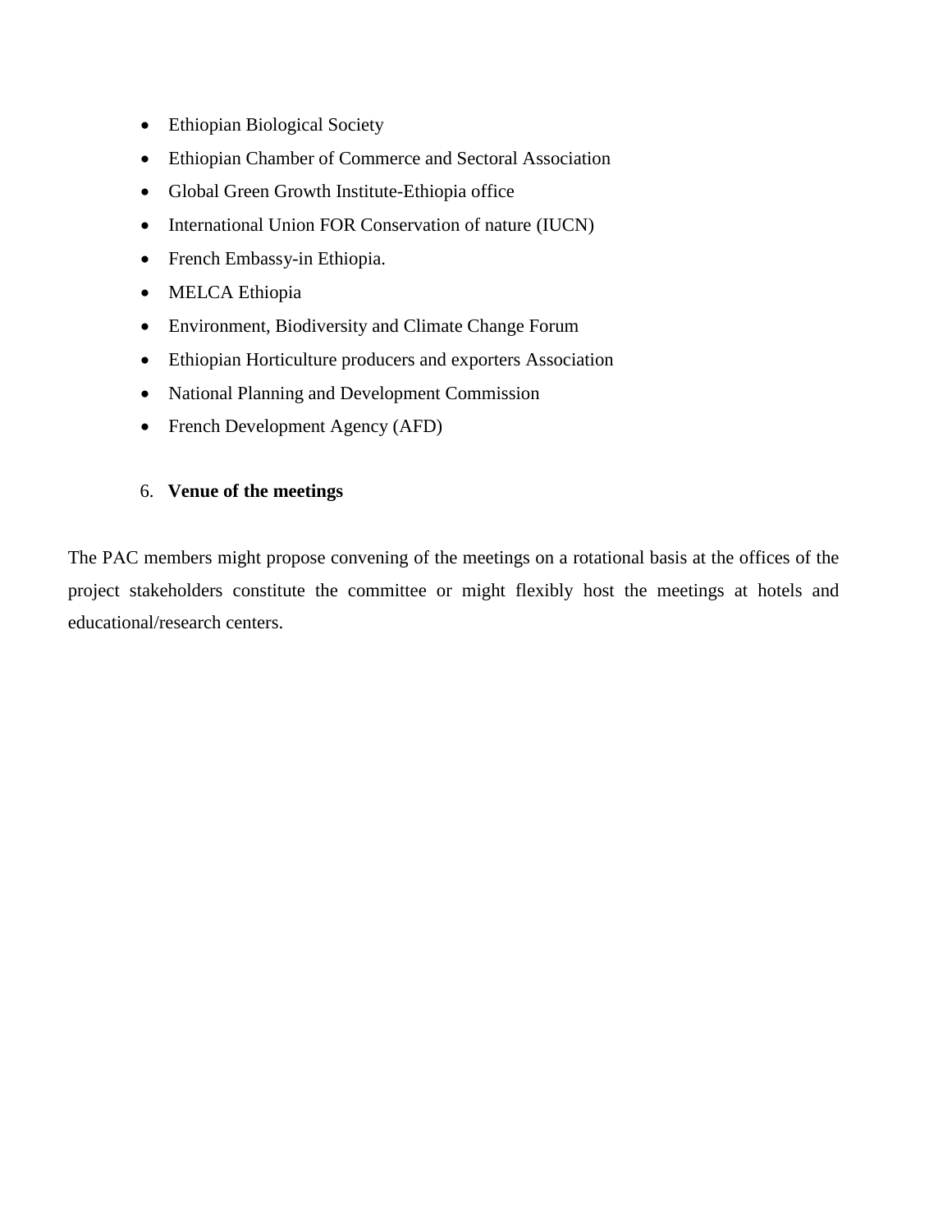- Ethiopian Biological Society
- Ethiopian Chamber of Commerce and Sectoral Association
- Global Green Growth Institute-Ethiopia office
- International Union FOR Conservation of nature (IUCN)
- French Embassy-in Ethiopia.
- MELCA Ethiopia
- Environment, Biodiversity and Climate Change Forum
- Ethiopian Horticulture producers and exporters Association
- National Planning and Development Commission
- French Development Agency (AFD)

## 6. Venue of the meetings

The PAC members might propose convening of the meetings on a rotational basis at the offices of the project stakeholders constitute the committee or might flexibly host the meetings at hotels and educational/research centers.